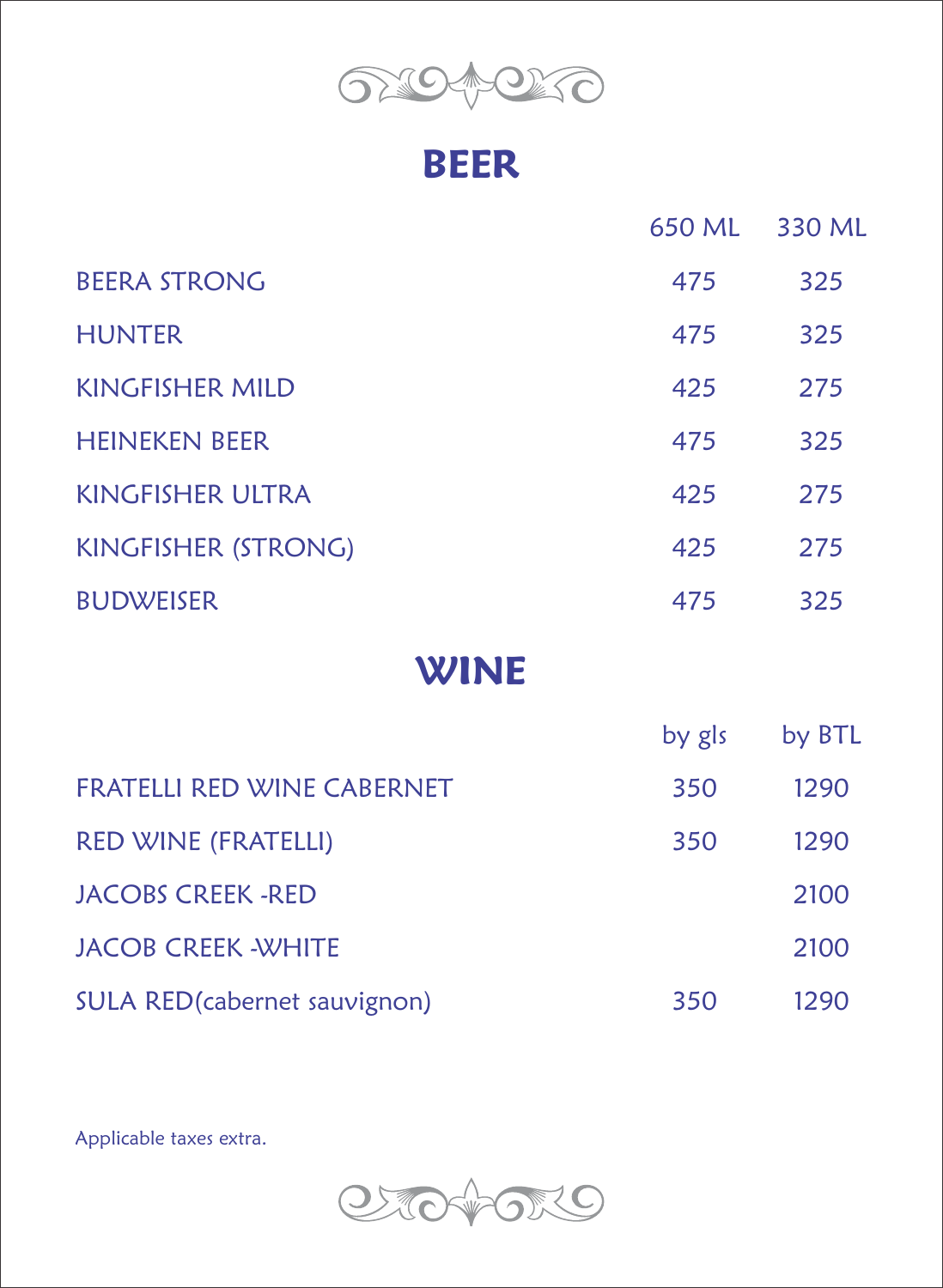## BEER

| | 650 ML | 330 ML |
|---|---|---|
| BEERA STRONG | 475 | 325 |
| HUNTER | 475 | 325 |
| KINGFISHER MILD | 425 | 275 |
| HEINEKEN BEER | 475 | 325 |
| KINGFISHER ULTRA | 425 | 275 |
| KINGFISHER (STRONG) | 425 | 275 |
| BUDWEISER | 475 | 325 |

## WINE

| | by gls | by BTL |
|---|---|---|
| FRATELLI RED WINE CABERNET | 350 | 1290 |
| RED WINE (FRATELLI) | 350 | 1290 |
| JACOBS CREEK -RED | | 2100 |
| JACOB CREEK -WHITE | | 2100 |
| SULA RED(cabernet sauvignon) | 350 | 1290 |

Applicable taxes extra.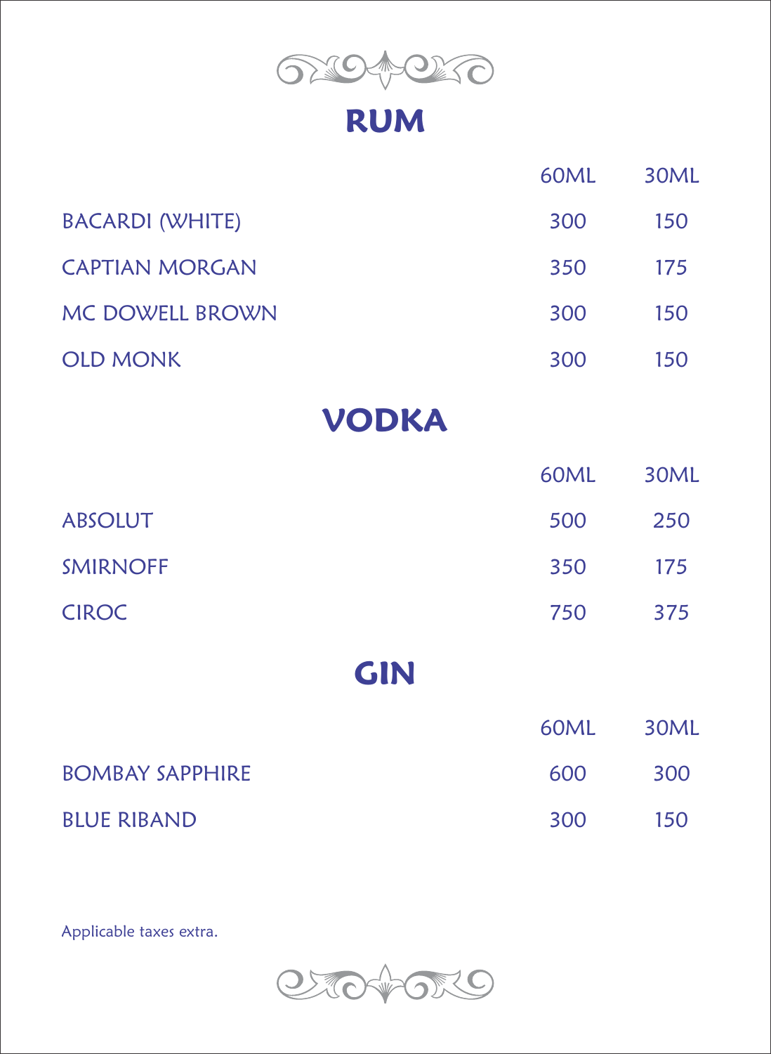# RUM

| | 60ML | 30ML |
|---|---|---|
| BACARDI (WHITE) | 300 | 150 |
| CAPTIAN MORGAN | 350 | 175 |
| MC DOWELL BROWN | 300 | 150 |
| OLD MONK | 300 | 150 |

# VODKA

| | 60ML | 30ML |
|---|---|---|
| ABSOLUT | 500 | 250 |
| SMIRNOFF | 350 | 175 |
| CIROC | 750 | 375 |

# GIN

| | 60ML | 30ML |
|---|---|---|
| BOMBAY SAPPHIRE | 600 | 300 |
| BLUE RIBAND | 300 | 150 |

Applicable taxes extra.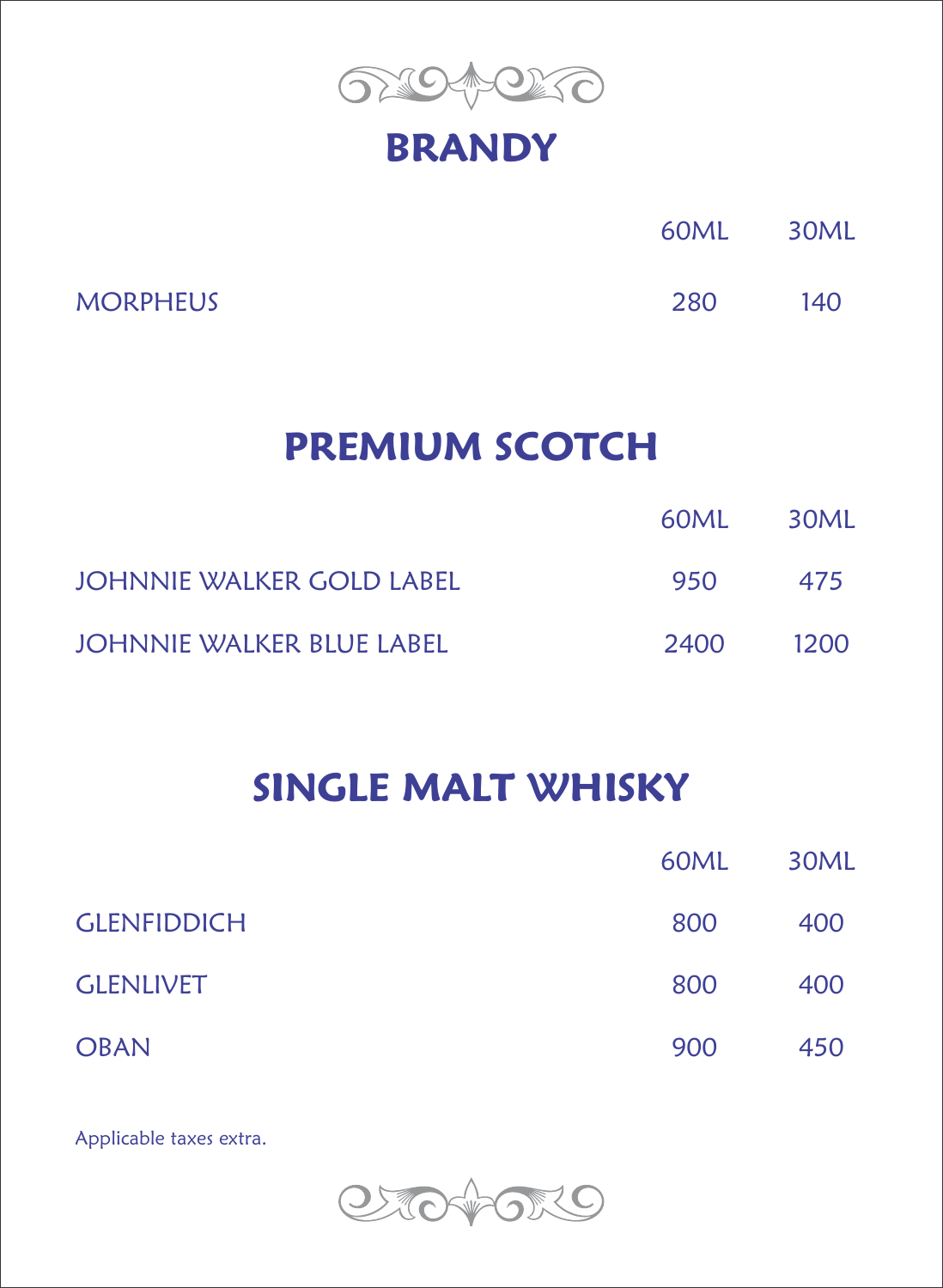# BRANDY

| | 60ML | 30ML |
|---|---|---|
| MORPHEUS | 280 | 140 |

# PREMIUM SCOTCH

| | 60ML | 30ML |
|---|---|---|
| JOHNNIE WALKER GOLD LABEL | 950 | 475 |
| JOHNNIE WALKER BLUE LABEL | 2400 | 1200 |

# SINGLE MALT WHISKY

| | 60ML | 30ML |
|---|---|---|
| GLENFIDDICH | 800 | 400 |
| GLENLIVET | 800 | 400 |
| OBAN | 900 | 450 |

Applicable taxes extra.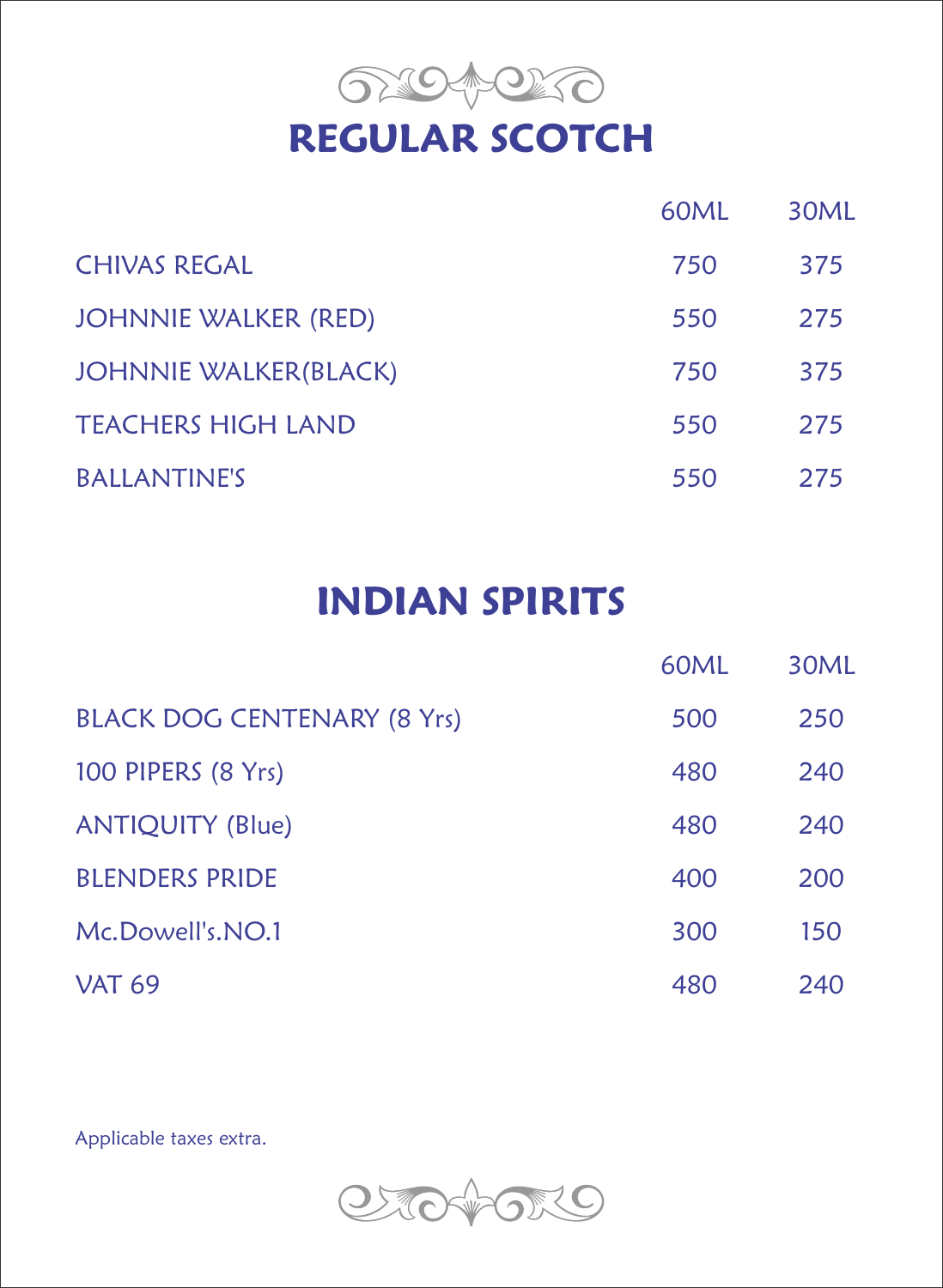# REGULAR SCOTCH

| | 60ML | 30ML |
|---|---|---|
| CHIVAS REGAL | 750 | 375 |
| JOHNNIE WALKER (RED) | 550 | 275 |
| JOHNNIE WALKER(BLACK) | 750 | 375 |
| TEACHERS HIGH LAND | 550 | 275 |
| BALLANTINE'S | 550 | 275 |

# INDIAN SPIRITS

| | 60ML | 30ML |
|---|---|---|
| BLACK DOG CENTENARY (8 Yrs) | 500 | 250 |
| 100 PIPERS (8 Yrs) | 480 | 240 |
| ANTIQUITY (Blue) | 480 | 240 |
| BLENDERS PRIDE | 400 | 200 |
| Mc.Dowell's.NO.1 | 300 | 150 |
| VAT 69 | 480 | 240 |

Applicable taxes extra.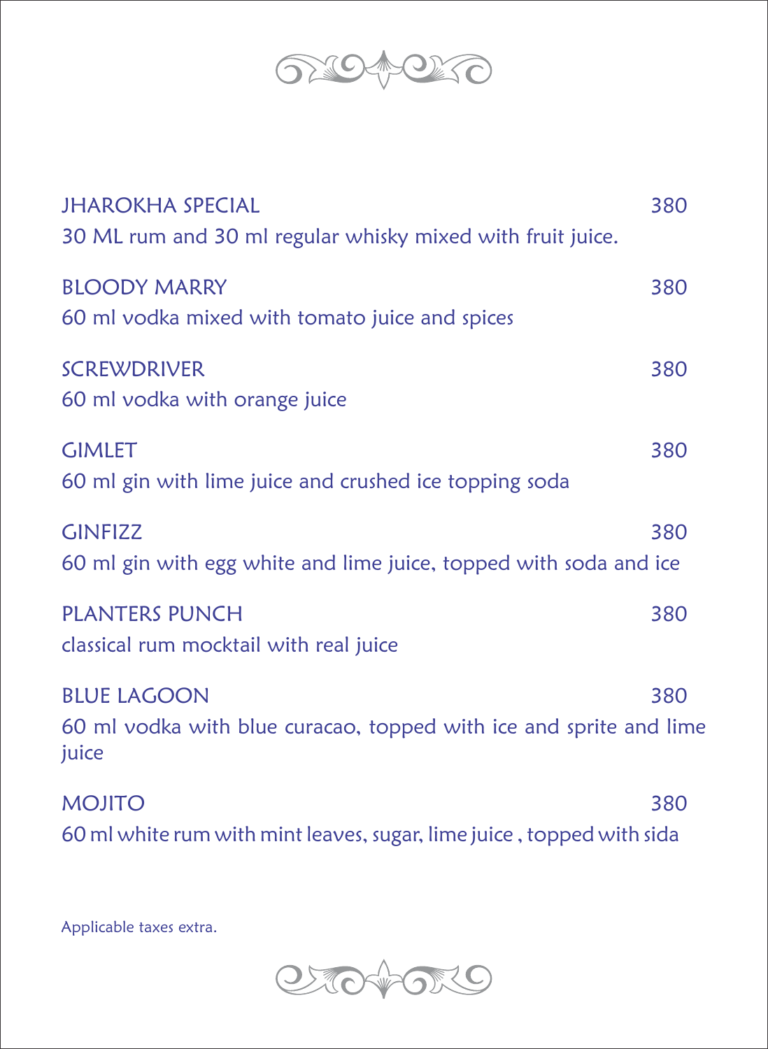JHARAKHA SPECIAL 380
30 ML rum and 30 ml regular whisky mixed with fruit juice.

BLOODY MARRY 380
60 ml vodka mixed with tomato juice and spices

SCREWDRIVER 380
60 ml vodka with orange juice

GIMLET 380
60 ml gin with lime juice and crushed ice topping soda

GINFIZZ 380
60 ml gin with egg white and lime juice, topped with soda and ice

PLANTERS PUNCH 380
classical rum mocktail with real juice

BLUE LAGOON 380
60 ml vodka with blue curacao, topped with ice and sprite and lime juice

MOJITO 380
60 ml white rum with mint leaves, sugar, lime juice , topped with sida

Applicable taxes extra.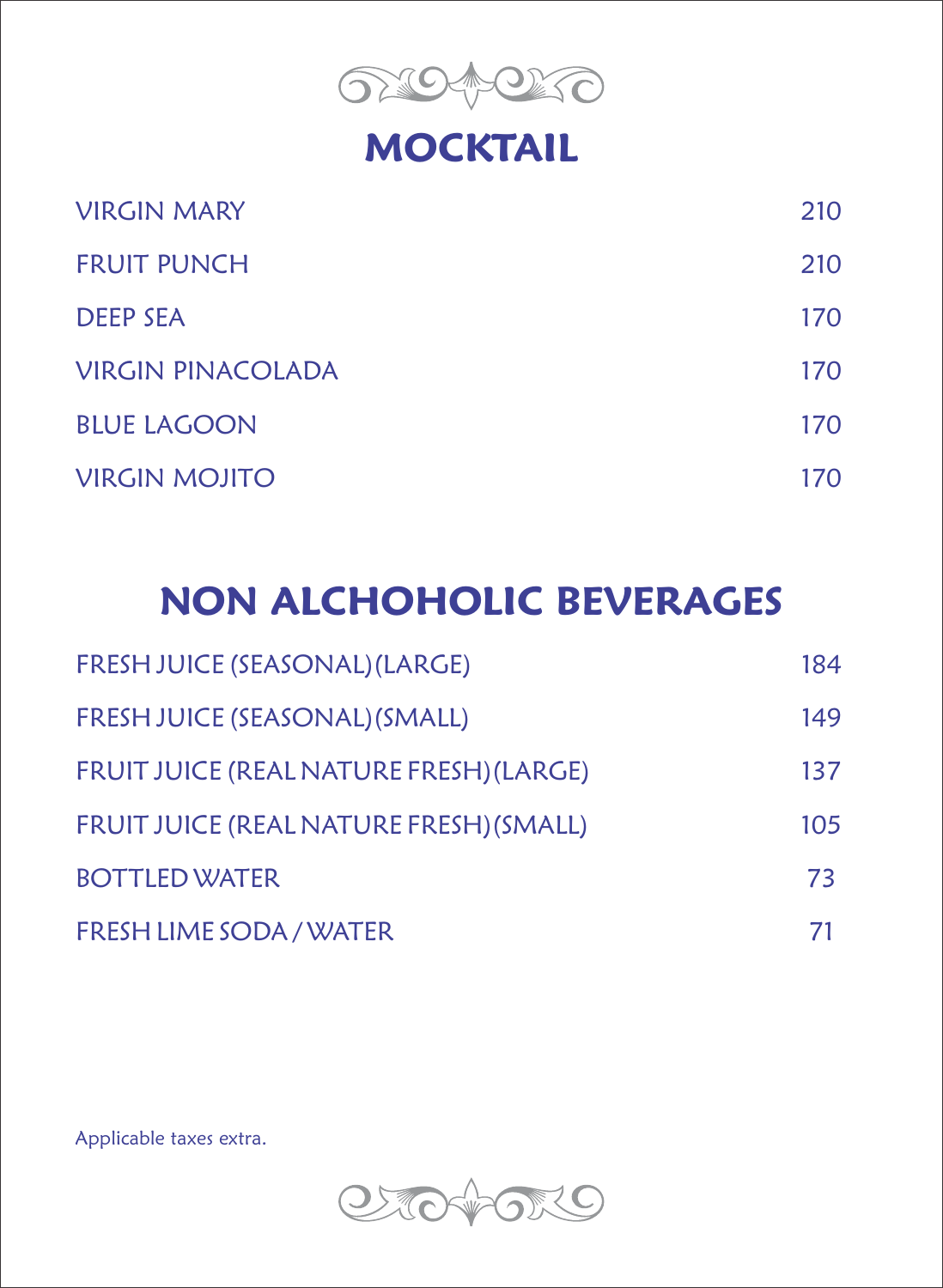# MOCKTAIL

| | |
|---|---|
| VIRGIN MARY | 210 |
| FRUIT PUNCH | 210 |
| DEEP SEA | 170 |
| VIRGIN PINACOLADA | 170 |
| BLUE LAGOON | 170 |
| VIRGIN MOJITO | 170 |

# NON ALCHOHOLIC BEVERAGES

| | |
|---|---|
| FRESH JUICE (SEASONAL)(LARGE) | 184 |
| FRESH JUICE (SEASONAL)(SMALL) | 149 |
| FRUIT JUICE (REAL NATURE FRESH)(LARGE) | 137 |
| FRUIT JUICE (REAL NATURE FRESH)(SMALL) | 105 |
| BOTTLED WATER | 73 |
| FRESH LIME SODA / WATER | 71 |

Applicable taxes extra.